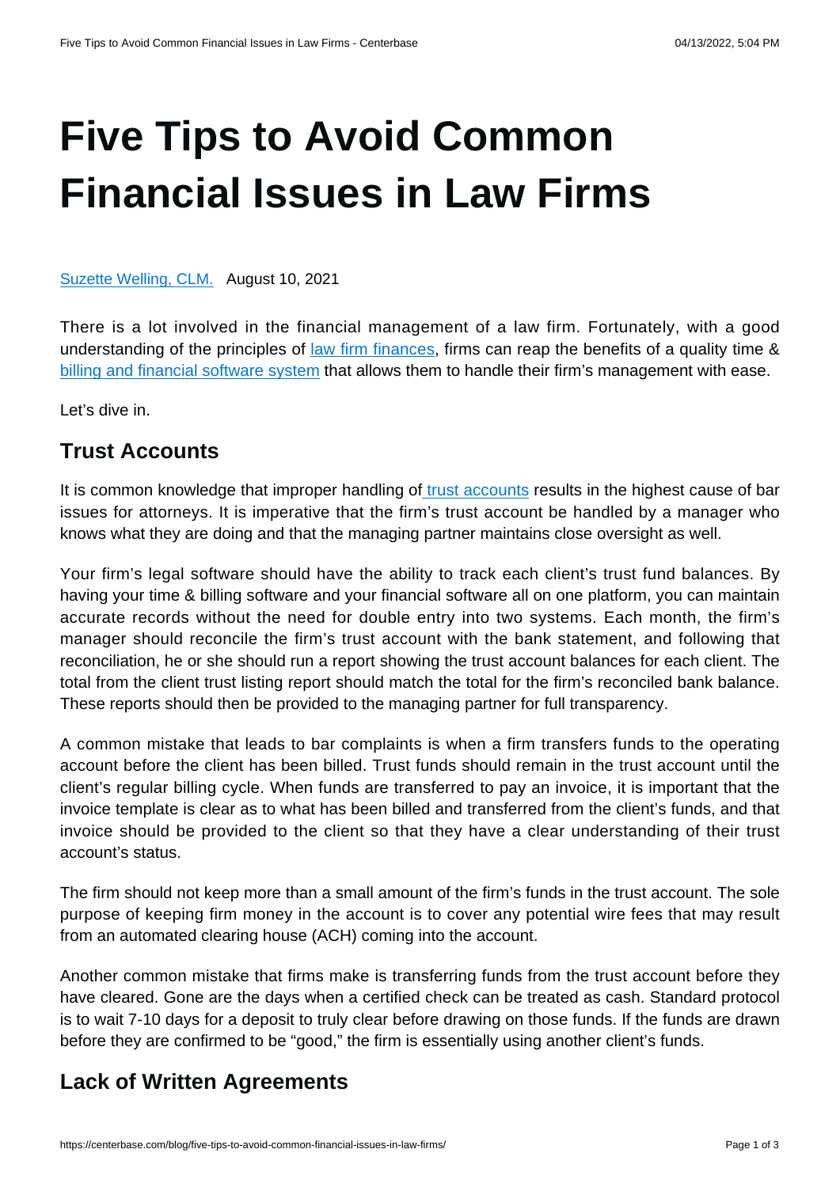# Five Tips to Avoid Common Financial Issues in Law Firms

Suzette Welling, CLM. August 10, 2021

There is a lot involved in the financial management of a law firm. Fortunately, with a good understanding of the principles of law firm finances, firms can reap the benefits of a quality time & billing and financial software system that allows them to handle their firm's management with ease.

Let's dive in.

## Trust Accounts

It is common knowledge that improper handling of trust accounts results in the highest cause of bar issues for attorneys. It is imperative that the firm's trust account be handled by a manager who knows what they are doing and that the managing partner maintains close oversight as well.

Your firm's legal software should have the ability to track each client's trust fund balances. By having your time & billing software and your financial software all on one platform, you can maintain accurate records without the need for double entry into two systems. Each month, the firm's manager should reconcile the firm's trust account with the bank statement, and following that reconciliation, he or she should run a report showing the trust account balances for each client. The total from the client trust listing report should match the total for the firm's reconciled bank balance. These reports should then be provided to the managing partner for full transparency.

A common mistake that leads to bar complaints is when a firm transfers funds to the operating account before the client has been billed. Trust funds should remain in the trust account until the client's regular billing cycle. When funds are transferred to pay an invoice, it is important that the invoice template is clear as to what has been billed and transferred from the client's funds, and that invoice should be provided to the client so that they have a clear understanding of their trust account's status.

The firm should not keep more than a small amount of the firm's funds in the trust account. The sole purpose of keeping firm money in the account is to cover any potential wire fees that may result from an automated clearing house (ACH) coming into the account.

Another common mistake that firms make is transferring funds from the trust account before they have cleared. Gone are the days when a certified check can be treated as cash. Standard protocol is to wait 7-10 days for a deposit to truly clear before drawing on those funds. If the funds are drawn before they are confirmed to be "good," the firm is essentially using another client's funds.

## Lack of Written Agreements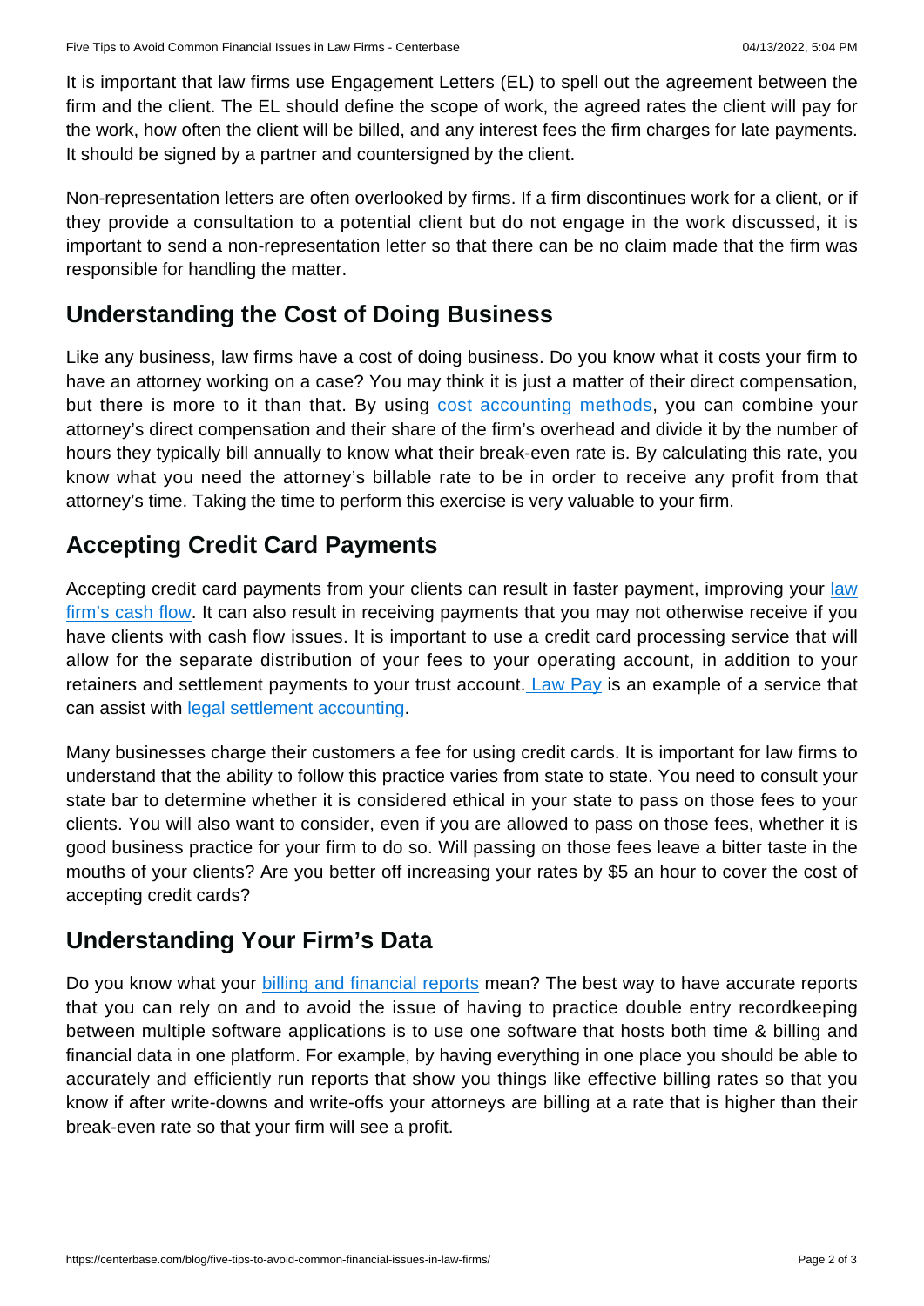It is important that law firms use Engagement Letters (EL) to spell out the agreement between the firm and the client. The EL should define the scope of work, the agreed rates the client will pay for the work, how often the client will be billed, and any interest fees the firm charges for late payments. It should be signed by a partner and countersigned by the client.

Non-representation letters are often overlooked by firms. If a firm discontinues work for a client, or if they provide a consultation to a potential client but do not engage in the work discussed, it is important to send a non-representation letter so that there can be no claim made that the firm was responsible for handling the matter.

## Understanding the Cost of Doing Business

Like any business, law firms have a cost of doing business. Do you know what it costs your firm to have an attorney working on a case? You may think it is just a matter of their direct compensation, but there is more to it than that. By using cost accounting methods, you can combine your attorney's direct compensation and their share of the firm's overhead and divide it by the number of hours they typically bill annually to know what their break-even rate is. By calculating this rate, you know what you need the attorney's billable rate to be in order to receive any profit from that attorney's time. Taking the time to perform this exercise is very valuable to your firm.

## Accepting Credit Card Payments

Accepting credit card payments from your clients can result in faster payment, improving your law firm's cash flow. It can also result in receiving payments that you may not otherwise receive if you have clients with cash flow issues. It is important to use a credit card processing service that will allow for the separate distribution of your fees to your operating account, in addition to your retainers and settlement payments to your trust account. Law Pay is an example of a service that can assist with legal settlement accounting.

Many businesses charge their customers a fee for using credit cards. It is important for law firms to understand that the ability to follow this practice varies from state to state. You need to consult your state bar to determine whether it is considered ethical in your state to pass on those fees to your clients. You will also want to consider, even if you are allowed to pass on those fees, whether it is good business practice for your firm to do so. Will passing on those fees leave a bitter taste in the mouths of your clients? Are you better off increasing your rates by $5 an hour to cover the cost of accepting credit cards?

## Understanding Your Firm's Data

Do you know what your billing and financial reports mean? The best way to have accurate reports that you can rely on and to avoid the issue of having to practice double entry recordkeeping between multiple software applications is to use one software that hosts both time & billing and financial data in one platform. For example, by having everything in one place you should be able to accurately and efficiently run reports that show you things like effective billing rates so that you know if after write-downs and write-offs your attorneys are billing at a rate that is higher than their break-even rate so that your firm will see a profit.